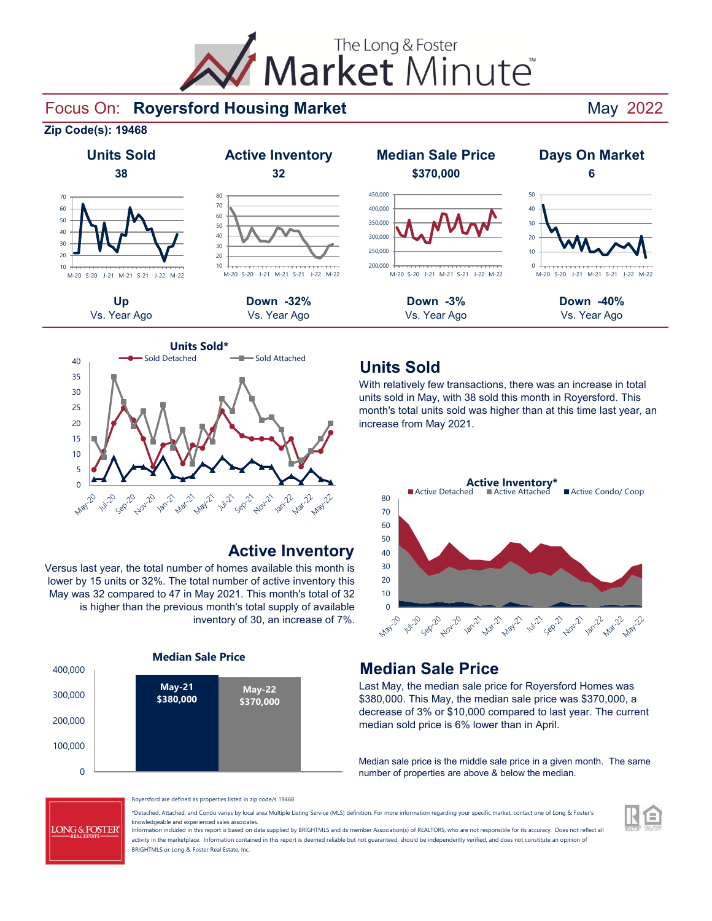# The Long & Foster Market Minute™

## Focus On: Royersford Housing Market — May 2022

**Zip Code(s): 19468**

| Units Sold | Active Inventory | Median Sale Price | Days On Market |
|---|---|---|---|
| 38 | 32 | $370,000 | 6 |
| Up | Down -32% | Down -3% | Down -40% |
| Vs. Year Ago | Vs. Year Ago | Vs. Year Ago | Vs. Year Ago |

## Units Sold

With relatively few transactions, there was an increase in total units sold in May, with 38 sold this month in Royersford. This month's total units sold was higher than at this time last year, an increase from May 2021.

## Active Inventory

Versus last year, the total number of homes available this month is lower by 15 units or 32%. The total number of active inventory this May was 32 compared to 47 in May 2021. This month's total of 32 is higher than the previous month's total supply of available inventory of 30, an increase of 7%.

## Median Sale Price

| | May-21 | May-22 |
|---|---|---|
| Median Sale Price | $380,000 | $370,000 |

Last May, the median sale price for Royersford Homes was $380,000. This May, the median sale price was $370,000, a decrease of 3% or $10,000 compared to last year. The current median sold price is 6% lower than in April.

Median sale price is the middle sale price in a given month. The same number of properties are above & below the median.

Royersford are defined as properties listed in zip code/s 19468.

*Detached, Attached, and Condo varies by local area Multiple Listing Service (MLS) definition. For more information regarding your specific market, contact one of Long & Foster's knowledgeable and experienced sales associates.
Information included in this report is based on data supplied by BRIGHTMLS and its member Association(s) of REALTORS, who are not responsible for its accuracy. Does not reflect all activity in the marketplace. Information contained in this report is deemed reliable but not guaranteed, should be independently verified, and does not constitute an opinion of BRIGHTMLS or Long & Foster Real Estate, Inc.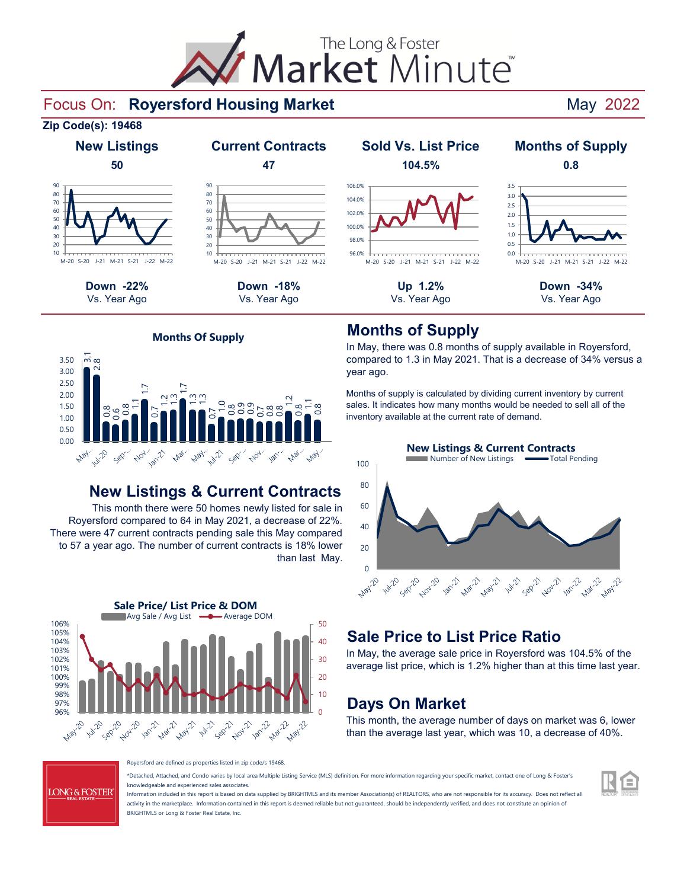The Long & Foster Market Minute™

## Focus On: Royersford Housing Market

May 2022

**Zip Code(s): 19468**

### New Listings
**50**

90
80
70
60
50
40
30
20
10
M-20 S-20 J-21 M-21 S-21 J-22 M-22

**Down -22%**
Vs. Year Ago

### Current Contracts
**47**

90
80
70
60
50
40
30
20
10
M-20 S-20 J-21 M-21 S-21 J-22 M-22

**Down -18%**
Vs. Year Ago

### Sold Vs. List Price
**104.5%**

106.0%
104.0%
102.0%
100.0%
98.0%
96.0%
M-20 S-20 J-21 M-21 S-21 J-22 M-22

**Up 1.2%**
Vs. Year Ago

### Months of Supply
**0.8**

3.5
3.0
2.5
2.0
1.5
1.0
0.5
0.0
M-20 S-20 J-21 M-21 S-21 J-22 M-22

**Down -34%**
Vs. Year Ago

**Months Of Supply**

3.50
3.00
2.50
2.00
1.50
1.00
0.50
0.00

3.1 2.8 0.8 0.6 0.8 1.1 1.7 0.7 1.2 1.3 1.7 1.3 1.3 0.7 1.0 0.8 0.9 0.9 0.7 0.8 0.8 1.2 0.8 1.1 0.8

May... Jul-20 Sep-... Nov... Jan-21 Mar... May... Jul-21 Sep-... Nov... Jan-... Mar... May...

## Months of Supply

In May, there was 0.8 months of supply available in Royersford, compared to 1.3 in May 2021. That is a decrease of 34% versus a year ago.

Months of supply is calculated by dividing current inventory by current sales. It indicates how many months would be needed to sell all of the inventory available at the current rate of demand.

**New Listings & Current Contracts**

Number of New Listings — Total Pending

100
80
60
40
20
0

May-20 Jul-20 Sep-20 Nov-20 Jan-21 Mar-21 May-21 Jul-21 Sep-21 Nov-21 Jan-22 Mar-22 May-22

## New Listings & Current Contracts

This month there were 50 homes newly listed for sale in Royersford compared to 64 in May 2021, a decrease of 22%. There were 47 current contracts pending sale this May compared to 57 a year ago. The number of current contracts is 18% lower than last May.

**Sale Price/ List Price & DOM**

Avg Sale / Avg List — Average DOM

106%
105%
104%
103%
102%
101%
100%
99%
98%
97%
96%

50
40
30
20
10
0

May-20 Jul-20 Sep-20 Nov-20 Jan-21 Mar-21 May-21 Jul-21 Sep-21 Nov-21 Jan-22 Mar-22 May-22

## Sale Price to List Price Ratio

In May, the average sale price in Royersford was 104.5% of the average list price, which is 1.2% higher than at this time last year.

## Days On Market

This month, the average number of days on market was 6, lower than the average last year, which was 10, a decrease of 40%.

Royersford are defined as properties listed in zip code/s 19468.

*Detached, Attached, and Condo varies by local area Multiple Listing Service (MLS) definition. For more information regarding your specific market, contact one of Long & Foster's knowledgeable and experienced sales associates.

Information included in this report is based on data supplied by BRIGHTMLS and its member Association(s) of REALTORS, who are not responsible for its accuracy. Does not reflect all activity in the marketplace. Information contained in this report is deemed reliable but not guaranteed, should be independently verified, and does not constitute an opinion of BRIGHTMLS or Long & Foster Real Estate, Inc.

LONG & FOSTER REAL ESTATE